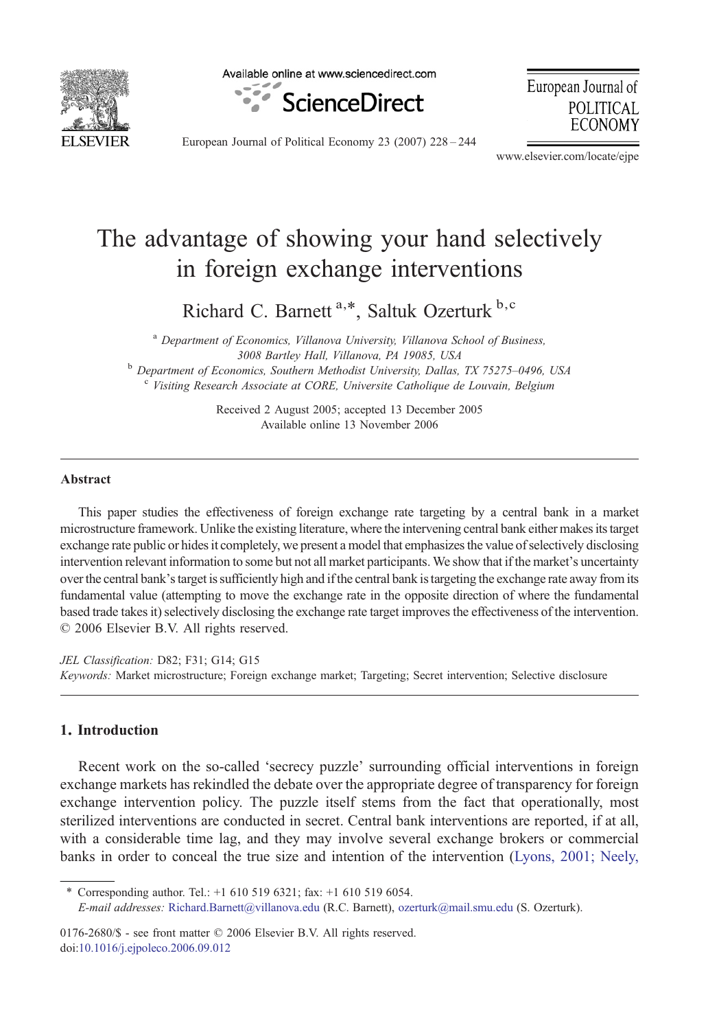# The advantage of showing your hand selectively in foreign exchange interventions

Richard C. Barnett [a,*], Saltuk Ozerturk [b,c]

[a] *Department of Economics, Villanova University, Villanova School of Business, 3008 Bartley Hall, Villanova, PA 19085, USA*
[b] *Department of Economics, Southern Methodist University, Dallas, TX 75275–0496, USA*
[c] *Visiting Research Associate at CORE, Universite Catholique de Louvain, Belgium*

Received 2 August 2005; accepted 13 December 2005
Available online 13 November 2006

## Abstract

This paper studies the effectiveness of foreign exchange rate targeting by a central bank in a market microstructure framework. Unlike the existing literature, where the intervening central bank either makes its target exchange rate public or hides it completely, we present a model that emphasizes the value of selectively disclosing intervention relevant information to some but not all market participants. We show that if the market's uncertainty over the central bank's target is sufficiently high and if the central bank is targeting the exchange rate away from its fundamental value (attempting to move the exchange rate in the opposite direction of where the fundamental based trade takes it) selectively disclosing the exchange rate target improves the effectiveness of the intervention.
© 2006 Elsevier B.V. All rights reserved.

*JEL Classification:* D82; F31; G14; G15
*Keywords:* Market microstructure; Foreign exchange market; Targeting; Secret intervention; Selective disclosure

## 1. Introduction

Recent work on the so-called 'secrecy puzzle' surrounding official interventions in foreign exchange markets has rekindled the debate over the appropriate degree of transparency for foreign exchange intervention policy. The puzzle itself stems from the fact that operationally, most sterilized interventions are conducted in secret. Central bank interventions are reported, if at all, with a considerable time lag, and they may involve several exchange brokers or commercial banks in order to conceal the true size and intention of the intervention (Lyons, 2001; Neely,

---

\* Corresponding author. Tel.: +1 610 519 6321; fax: +1 610 519 6054.
*E-mail addresses:* Richard.Barnett@villanova.edu (R.C. Barnett), ozerturk@mail.smu.edu (S. Ozerturk).

0176-2680/$ - see front matter © 2006 Elsevier B.V. All rights reserved.
doi:10.1016/j.ejpoleco.2006.09.012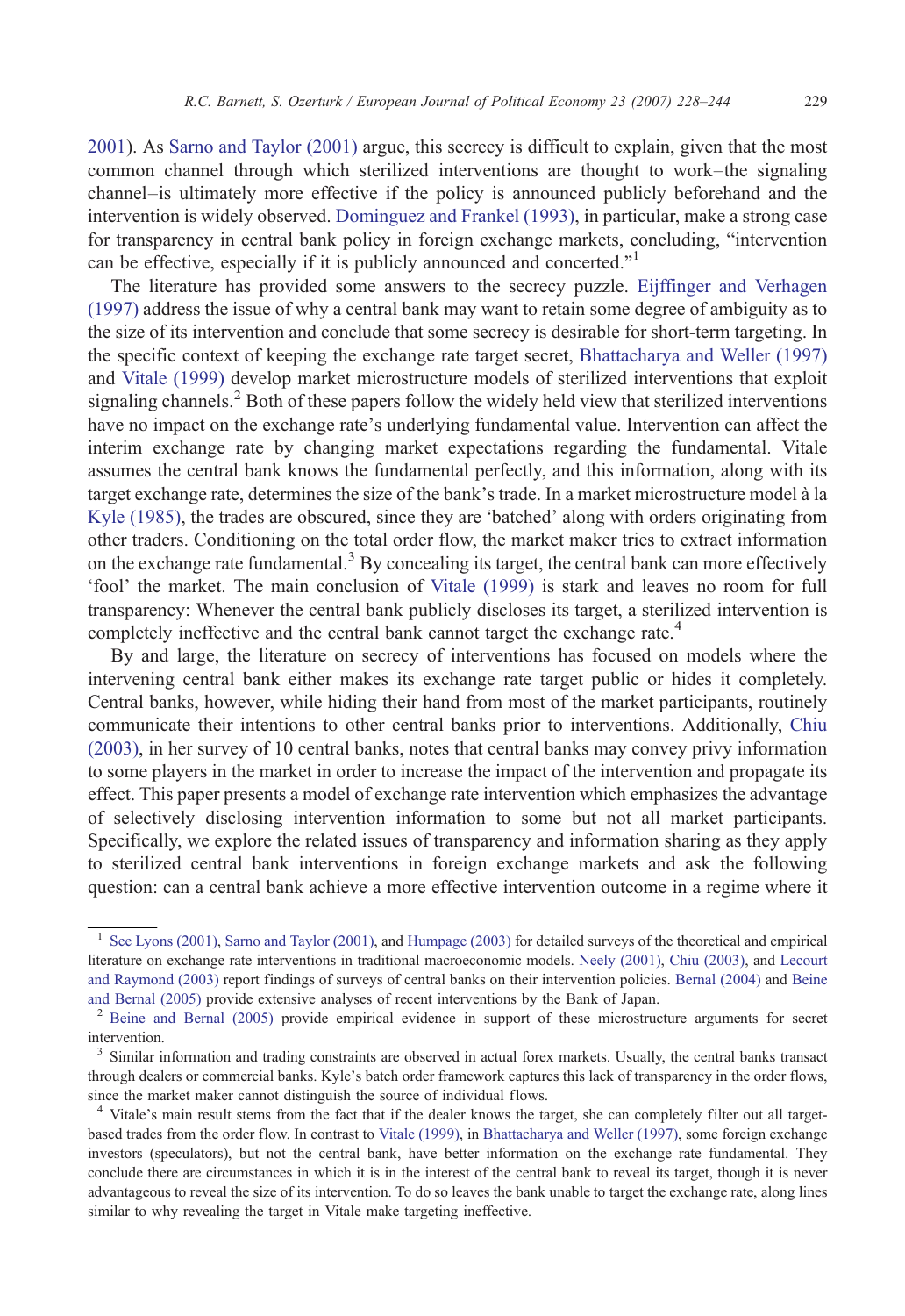2001). As Sarno and Taylor (2001) argue, this secrecy is difficult to explain, given that the most common channel through which sterilized interventions are thought to work–the signaling channel–is ultimately more effective if the policy is announced publicly beforehand and the intervention is widely observed. Dominguez and Frankel (1993), in particular, make a strong case for transparency in central bank policy in foreign exchange markets, concluding, "intervention can be effective, especially if it is publicly announced and concerted."[1]

The literature has provided some answers to the secrecy puzzle. Eijffinger and Verhagen (1997) address the issue of why a central bank may want to retain some degree of ambiguity as to the size of its intervention and conclude that some secrecy is desirable for short-term targeting. In the specific context of keeping the exchange rate target secret, Bhattacharya and Weller (1997) and Vitale (1999) develop market microstructure models of sterilized interventions that exploit signaling channels.[2] Both of these papers follow the widely held view that sterilized interventions have no impact on the exchange rate's underlying fundamental value. Intervention can affect the interim exchange rate by changing market expectations regarding the fundamental. Vitale assumes the central bank knows the fundamental perfectly, and this information, along with its target exchange rate, determines the size of the bank's trade. In a market microstructure model à la Kyle (1985), the trades are obscured, since they are 'batched' along with orders originating from other traders. Conditioning on the total order flow, the market maker tries to extract information on the exchange rate fundamental.[3] By concealing its target, the central bank can more effectively 'fool' the market. The main conclusion of Vitale (1999) is stark and leaves no room for full transparency: Whenever the central bank publicly discloses its target, a sterilized intervention is completely ineffective and the central bank cannot target the exchange rate.[4]

By and large, the literature on secrecy of interventions has focused on models where the intervening central bank either makes its exchange rate target public or hides it completely. Central banks, however, while hiding their hand from most of the market participants, routinely communicate their intentions to other central banks prior to interventions. Additionally, Chiu (2003), in her survey of 10 central banks, notes that central banks may convey privy information to some players in the market in order to increase the impact of the intervention and propagate its effect. This paper presents a model of exchange rate intervention which emphasizes the advantage of selectively disclosing intervention information to some but not all market participants. Specifically, we explore the related issues of transparency and information sharing as they apply to sterilized central bank interventions in foreign exchange markets and ask the following question: can a central bank achieve a more effective intervention outcome in a regime where it

---

[1] See Lyons (2001), Sarno and Taylor (2001), and Humpage (2003) for detailed surveys of the theoretical and empirical literature on exchange rate interventions in traditional macroeconomic models. Neely (2001), Chiu (2003), and Lecourt and Raymond (2003) report findings of surveys of central banks on their intervention policies. Bernal (2004) and Beine and Bernal (2005) provide extensive analyses of recent interventions by the Bank of Japan.

[2] Beine and Bernal (2005) provide empirical evidence in support of these microstructure arguments for secret intervention.

[3] Similar information and trading constraints are observed in actual forex markets. Usually, the central banks transact through dealers or commercial banks. Kyle's batch order framework captures this lack of transparency in the order flows, since the market maker cannot distinguish the source of individual flows.

[4] Vitale's main result stems from the fact that if the dealer knows the target, she can completely filter out all target-based trades from the order flow. In contrast to Vitale (1999), in Bhattacharya and Weller (1997), some foreign exchange investors (speculators), but not the central bank, have better information on the exchange rate fundamental. They conclude there are circumstances in which it is in the interest of the central bank to reveal its target, though it is never advantageous to reveal the size of its intervention. To do so leaves the bank unable to target the exchange rate, along lines similar to why revealing the target in Vitale make targeting ineffective.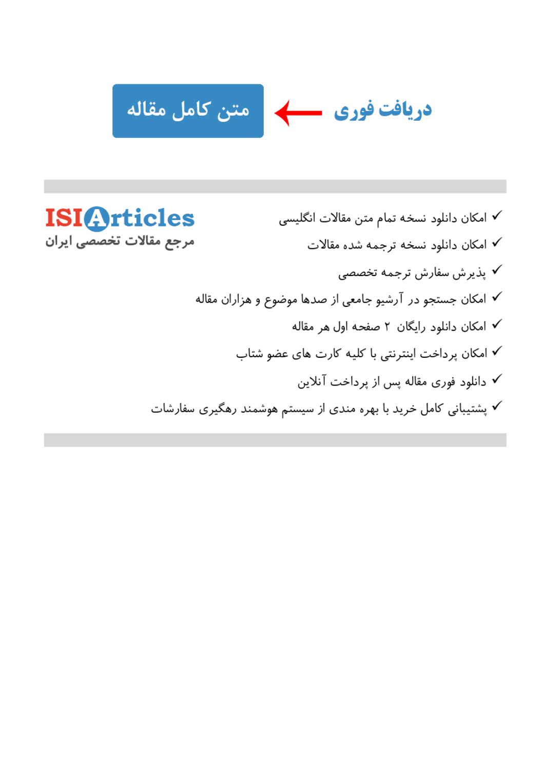دریافت فوری ← **متن کامل مقاله**

**ISIArticles**
مرجع مقالات تخصصی ایران

- ✓ امکان دانلود نسخه تمام متن مقالات انگلیسی
- ✓ امکان دانلود نسخه ترجمه شده مقالات
- ✓ پذیرش سفارش ترجمه تخصصی
- ✓ امکان جستجو در آرشیو جامعی از صدها موضوع و هزاران مقاله
- ✓ امکان دانلود رایگان ۲ صفحه اول هر مقاله
- ✓ امکان پرداخت اینترنتی با کلیه کارت های عضو شتاب
- ✓ دانلود فوری مقاله پس از پرداخت آنلاین
- ✓ پشتیبانی کامل خرید با بهره مندی از سیستم هوشمند رهگیری سفارشات